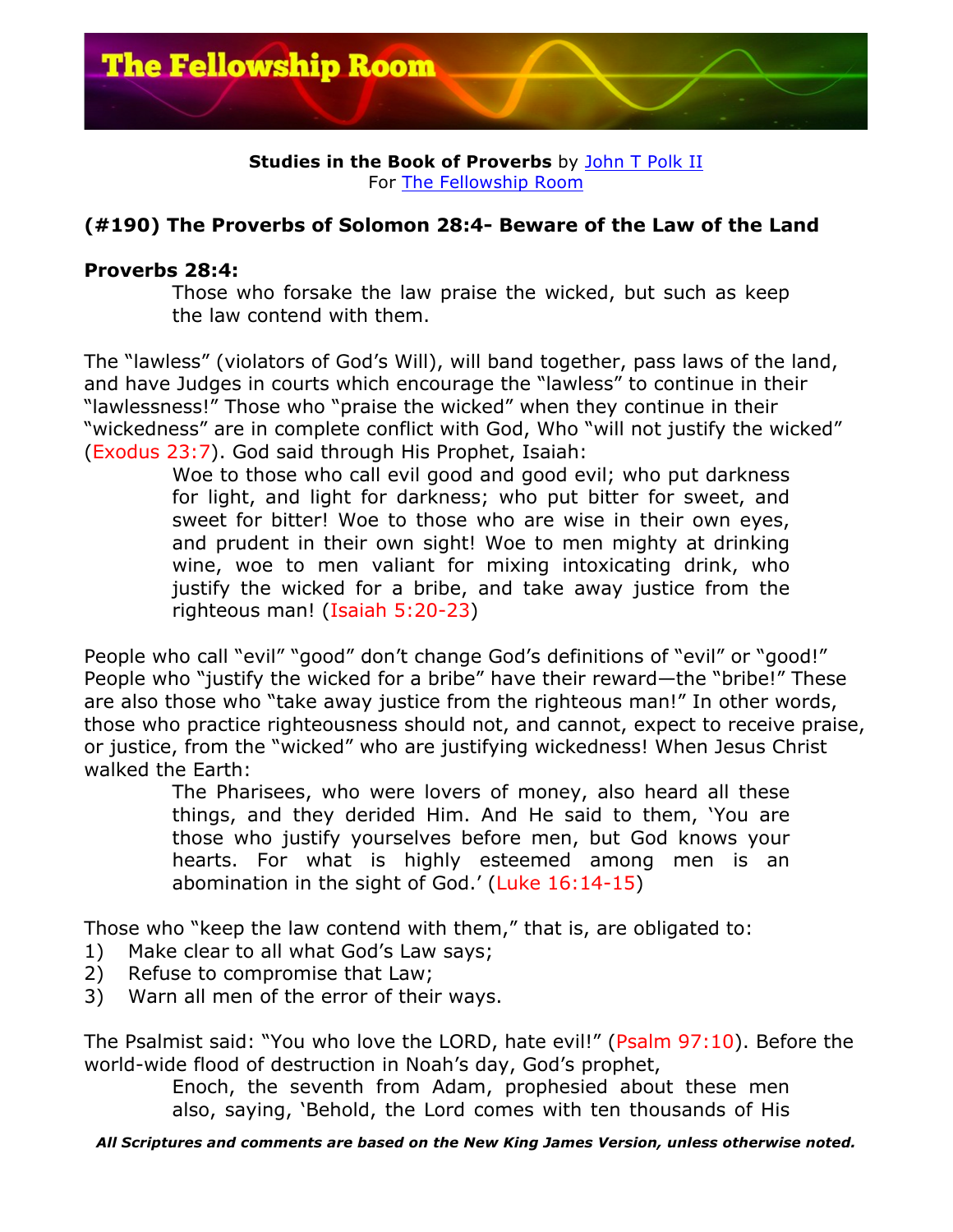**Studies in the Book of Proverbs** by John T Polk II
For The Fellowship Room

## (#190) The Proverbs of Solomon 28:4- Beware of the Law of the Land

**Proverbs 28:4:**

> Those who forsake the law praise the wicked, but such as keep the law contend with them.

The "lawless" (violators of God's Will), will band together, pass laws of the land, and have Judges in courts which encourage the "lawless" to continue in their "lawlessness!" Those who "praise the wicked" when they continue in their "wickedness" are in complete conflict with God, Who "will not justify the wicked" (Exodus 23:7). God said through His Prophet, Isaiah:

> Woe to those who call evil good and good evil; who put darkness for light, and light for darkness; who put bitter for sweet, and sweet for bitter! Woe to those who are wise in their own eyes, and prudent in their own sight! Woe to men mighty at drinking wine, woe to men valiant for mixing intoxicating drink, who justify the wicked for a bribe, and take away justice from the righteous man! (Isaiah 5:20-23)

People who call "evil" "good" don't change God's definitions of "evil" or "good!" People who "justify the wicked for a bribe" have their reward—the "bribe!" These are also those who "take away justice from the righteous man!" In other words, those who practice righteousness should not, and cannot, expect to receive praise, or justice, from the "wicked" who are justifying wickedness! When Jesus Christ walked the Earth:

> The Pharisees, who were lovers of money, also heard all these things, and they derided Him. And He said to them, 'You are those who justify yourselves before men, but God knows your hearts. For what is highly esteemed among men is an abomination in the sight of God.' (Luke 16:14-15)

Those who "keep the law contend with them," that is, are obligated to:

1) Make clear to all what God's Law says;
2) Refuse to compromise that Law;
3) Warn all men of the error of their ways.

The Psalmist said: "You who love the LORD, hate evil!" (Psalm 97:10). Before the world-wide flood of destruction in Noah's day, God's prophet,

> Enoch, the seventh from Adam, prophesied about these men also, saying, 'Behold, the Lord comes with ten thousands of His

***All Scriptures and comments are based on the New King James Version, unless otherwise noted.***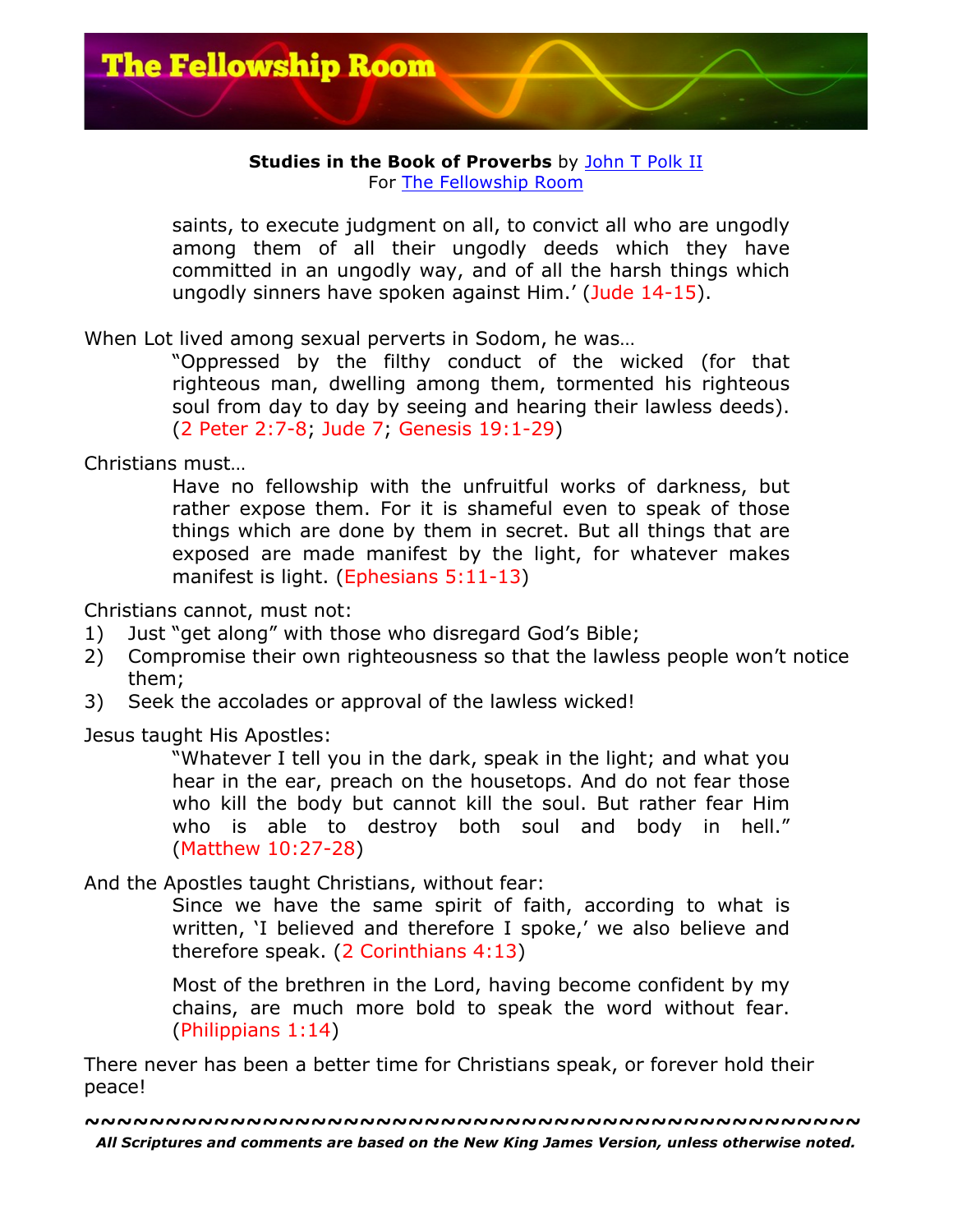saints, to execute judgment on all, to convict all who are ungodly among them of all their ungodly deeds which they have committed in an ungodly way, and of all the harsh things which ungodly sinners have spoken against Him.' (Jude 14-15).

When Lot lived among sexual perverts in Sodom, he was…

> "Oppressed by the filthy conduct of the wicked (for that righteous man, dwelling among them, tormented his righteous soul from day to day by seeing and hearing their lawless deeds). (2 Peter 2:7-8; Jude 7; Genesis 19:1-29)

Christians must…

> Have no fellowship with the unfruitful works of darkness, but rather expose them. For it is shameful even to speak of those things which are done by them in secret. But all things that are exposed are made manifest by the light, for whatever makes manifest is light. (Ephesians 5:11-13)

Christians cannot, must not:

1) Just "get along" with those who disregard God's Bible;
2) Compromise their own righteousness so that the lawless people won't notice them;
3) Seek the accolades or approval of the lawless wicked!

Jesus taught His Apostles:

> "Whatever I tell you in the dark, speak in the light; and what you hear in the ear, preach on the housetops. And do not fear those who kill the body but cannot kill the soul. But rather fear Him who is able to destroy both soul and body in hell." (Matthew 10:27-28)

And the Apostles taught Christians, without fear:

> Since we have the same spirit of faith, according to what is written, 'I believed and therefore I spoke,' we also believe and therefore speak. (2 Corinthians 4:13)
>
> Most of the brethren in the Lord, having become confident by my chains, are much more bold to speak the word without fear. (Philippians 1:14)

There never has been a better time for Christians speak, or forever hold their peace!

~~~~~~~~~~~~~~~~~~~~~~~~~~~~~~~~~~~~~~~~~~~~~~~~~~~~~~

***All Scriptures and comments are based on the New King James Version, unless otherwise noted.***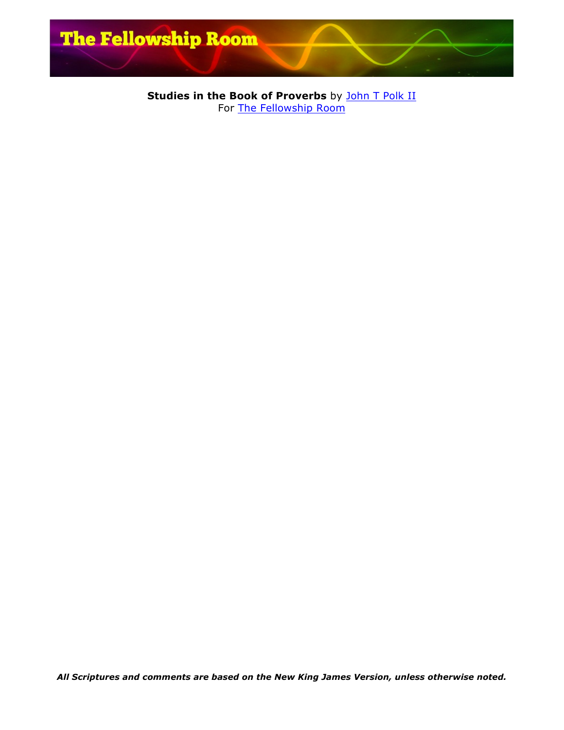**Studies in the Book of Proverbs** by John T Polk II
For The Fellowship Room

***All Scriptures and comments are based on the New King James Version, unless otherwise noted.***